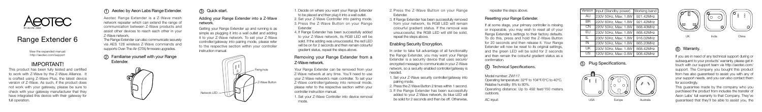AEOTEC BY AEON LABS

# Range Extender 6

View the expanded manual:
http://aeotec.com/support

## IMPORTANT!

This product has been fully tested and certified to work with Z-Wave by the Z-Wave Alliance. It is crafted using Z-Wave Plus, the latest device version of Z-Wave. As such, if the product does not work with your gateway, please be sure to check with your gateway manufacturer that they have integrated this device with their gateway for full operation.

## ① Aeotec by Aeon Labs Range Extender.

Aeotec Range Extender is a Z-Wave mesh network repeater which can extend the range of communication between Z-Wave products and assist other devices to reach each other in your Z-Wave network.

The Range Extender can also communicate securely via AES 128 wireless Z-Wave commands and supports Over-The-Air (OTA) firmware upgrades.

## ② Familiarise yourself with your Range Extender.

## ③ Quick start.

### Adding your Range Extender into a Z-Wave network.

Getting your Range Extender up and running is as simple as plugging it into a wall outlet and adding it to your Z-Wave network. To set your Z-Wave controller/gateway into pairing mode, please refer to the respective section within your controller instruction manual.

Fixing hole

Z-Wave Button

Network LED

1. Decide on where you want your Range Extender to be placed and then plug it into a wall outlet.
2. Set your Z-Wave Controller into pairing mode.
3. Press the Z-Wave Button on your Range Extender.
4. If Range Extender has been successfully added to your Z-Wave network, its RGB LED will be solid. If the adding was unsuccessful, the red LED will be on for 2 seconds and then remain colourful gradient status, repeat the steps above.

### Removing your Range Extender from a Z-Wave network.

Your Range Extender can be removed from your Z-Wave network at any time. You'll need to use your Z-Wave network's main controller. To set your Z-Wave controller/gateway into removal mode, please refer to the respective section within your controller instruction manual.

1. Set your Z-Wave Controller into device removal mode.
2. Press the Z-Wave Button on your Range Extender.
3. If Range Extender has been successfully removed from your network, its RGB LED will remain colourful gradient status. If the removal was unsuccessful, the RGB LED will still be solid, repeat the steps above.

### Enabling Security Encryption.

In order to take full advantage of all functionality the Range Extender, you may want your Range Extender is a security device that uses secure/encrypted message to communicate in your Z-Wave network, so a security enabled controller/gateway is needed.

1. Set your Z-Wave security controller/gateway into pairing mode.
2. Press the Z-Wave Button 2 times within 1 second.
3. If the Range Extender has been successfully added to your Z-Wave network, its blue LED will be solid for 2 seconds and then be off. Otherwise, repeater the steps above.

### Resetting your Range Extender.

If at some stage, your primary controller is missing or inoperable, you may wish to reset all of your Range Extender's settings to their factory defaults. To do this, press and hold the Z-Wave Button for 20 seconds and then release it. Your Range Extender will now be reset to its original settings, and the green LED will be solid for 2 seconds as a confirmation.

## ④ Technical Specifications.

Model number: ZW117.
Operating temperature: 32°F to 104°F/0°C to 40°C.
Relative humidity: 8% to 80%.
Operating distance: Up to 492 feet/150 meters outdoors.

AC input:

| Version | Input (Standby power) | Working band |
|---|---|---|
| AU | 230V 50Hz, Max: 1.8W | 921.42MHz |
| BR | 220V 60Hz, Max: 1.8W | 921.42MHz |
| CN | 220V 50Hz, Max: 1.8W | 868.40MHz |
| EU | 230V 50Hz, Max: 1.8W | 868.42MHz |
| IL | 230V 50Hz, Max: 1.8W | 916.02MHz |
| IN | 230V 50Hz, Max: 1.8W | 865.20MHz |
| UK | 230V 50Hz, Max: 1.8W | 868.42MHz |
| US | 120V 60Hz, Max: 0.8W | 908.42MHz |

## ⑤ Plug Specifications.

USA Europe Australia UK India China

## ⑥ Warranty.

If you are in need of any technical support during or subsequent to your products' warranty, please get in touch with our support team via http://aeotec.com/support. The Company you bought this product from has also guaranteed to assist you with any of your support needs, and you can also contact them for accordingly.

This guarantee made by the company who you purchased the product from includes the transfer of Aeon Labs' full warranty to that Company. They've guaranteed that they'll be able to assist you, the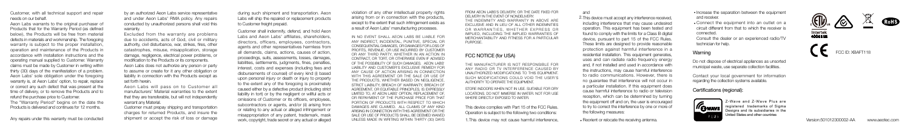Customer, with all technical support and repair needs on our behalf.

Aeon Labs warrants to the original purchaser of Products that for the Warranty Period (as defined below), the Products will be free from material defects in materials and workmanship. The foregoing warranty is subject to the proper installation, operation and maintenance of the Products in accordance with installation instructions and the operating manual supplied to Customer. Warranty claims must be made by Customer in writing within thirty (30) days of the manifestation of a problem. Aeon Labs' sole obligation under the foregoing warranty is, at Aeon Labs' option, to repair, replace or correct any such defect that was present at the time of delivery, or to remove the Products and to refund the purchase price to Customer.

The "Warranty Period" begins on the date the Products is delivered and continues for 12 months.

Any repairs under this warranty must be conducted by an authorized Aeon Labs service representative and under Aeon Labs' RMA policy. Any repairs conducted by unauthorized persons shall void this warranty.

Excluded from the warranty are problems due to accidents, acts of God, civil or military authority, civil disturbance, war, strikes, fires, other catastrophes, misuse, misapplication, storage damage, negligence, electrical power problems, or modification to the Products or its components.

Aeon Labs does not authorize any person or party to assume or create for it any other obligation or liability in connection with the Products except as set forth herein.

Aeon Labs will pass on to Customer all manufacturers' Material warranties to the extent that they are transferable, but will not independently warrant any Material.

Customer must prepay shipping and transportation charges for returned Products, and insure the shipment or accept the risk of loss or damage during such shipment and transportation. Aeon Labs will ship the repaired or replacement products to Customer freight prepaid.

Customer shall indemnify, defend, and hold Aeon Labs and Aeon Labs' affiliates, shareholders, directors, officers, employees, contractors, agents and other representatives harmless from all demands, claims, actions, causes of action, proceedings, suits, assessments, losses, damages, liabilities, settlements, judgments, fines, penalties, interest, costs and expenses (including fees and disbursements of counsel) of every kind (i) based upon personal injury or death or injury to property to the extent any of the foregoing is proximately caused either by a defective product (including strict liability in tort) or by the negligent or willful acts or omissions of Customer or its officers, employees, subcontractors or agents, and/or (ii) arising from or relating to any actual or alleged infringement or misappropriation of any patent, trademark, mask work, copyright, trade secret or any actual or alleged violation of any other intellectual property rights arising from or in connection with the products, except to the extent that such infringement exists as a result of Aeon Labs' manufacturing processes.

IN NO EVENT SHALL AEON LABS BE LIABLE FOR ANY INDIRECT, INCIDENTAL, PUNITIVE, SPECIAL OR CONSEQUENTIAL DAMAGES, OR DAMAGES FOR LOSS OF PROFITS, REVENUE, OR USE INCURRED BY CUSTOMER OR ANY THIRD PARTY, WHETHER IN AN ACTION IN CONTRACT, OR TORT, OR OTHERWISE EVEN IF ADVISED OF THE POSSIBILITY OF SUCH DAMAGES. AEON LABS' LIABILITY AND CUSTOMER'S EXCLUSIVE REMEDY FOR ANY CAUSE OF ACTION ARISING IN CONNECTION WITH THIS AGREEMENT OR THE SALE OR USE OF THE PRODUCTS, WHETHER BASED ON NEGLIGENCE, STRICT LIABILITY, BREACH OF WARRANTY, BREACH OF AGREEMENT, OR EQUITABLE PRINCIPLES, IS EXPRESSLY LIMITED TO, AT AEON LABS' OPTION, REPLACEMENT OF, OR REPAYMENT OF THE PURCHASE PRICE FOR THAT PORTION OF PRODUCTS WITH RESPECT TO WHICH DAMAGES ARE CLAIMED. ALL CLAIMS OF ANY KIND ARISING IN CONNECTION WITH THIS AGREEMENT OR THE SALE OR USE OF PRODUCTS SHALL BE DEEMED WAIVED UNLESS MADE IN WRITING WITHIN THIRTY (30) DAYS FROM AEON LABS'S DELIVERY, OR THE DATE FIXED FOR DELIVERY IN THE EVENT OF NONDELIVERY.

THE INDEMNITY AND WARRANTY IN ABOVE ARE EXCLUSIVE AND IN LIEU OF ALL OTHER INDEMNITIES OR WARRANTIES, WHETHER EXPRESS OR IMPLIED, INCLUDING THE IMPLIED WARRANTIES OF MERCHANTABILITY AND FITNESS FOR A PARTICULAR PURPOSE.

## FCC NOTICE (for USA)

THE MANUFACTURER IS NOT RESPONSIBLE FOR ANY RADIO OR TV INTERFERENCE CAUSED BY UNAUTHORIZED MODIFICATIONS TO THIS EQUIPMENT. SUCH MODIFICATIONS COULD VOID THE USER'S AUTHORITY TO OPERATE THE EQUIPMENT.

STORE INDOORS WHEN NOT IN USE. SUITABLE FOR DRY LOCATIONS. DO NOT IMMERSE IN WATER. NOT FOR USE WHERE DIRECTLY EXPOSED TO WATER.

This device complies with Part 15 of the FCC Rules. Operation is subject to the following two conditions:

1. This device may not cause harmful interference, and
2. This device must accept any interference received, including interference that may cause undesired operation. This equipment has been tested and found to comply with the limits for a Class B digital device, pursuant to part 15 of the FCC Rules. These limits are designed to provide reasonable protection against harmful interference in a residential installation. This equipment generates, uses and can radiate radio frequency energy and, if not installed and used in accordance with the instructions, may cause harmful interference to radio communications. However, there is no guarantee that interference will not occur in a particular installation. If this equipment does cause harmful interference to radio or television reception, which can be determined by turning the equipment off and on, the user is encouraged to try to correct the interference by one or more of the following measures:

- Reorient or relocate the receiving antenna.
- Increase the separation between the equipment and receiver.
- Connect the equipment into an outlet on a circuit different from that to which the receiver is connected.

Consult the dealer or an experienced radio/TV technician for help.

## Warning

Do not dispose of electrical appliances as unsorted municipal waste, use separate collection facilities.

Contact your local government for information regarding the collection systems available.

## Certifications (regional):

FCC ID: XBAFT118

Z-Wave and Z-Wave Plus are registered trademarks of Sigma Designs and its subsidiaries in the United States and other countries

Version:501012300002-AA www.aeotec.com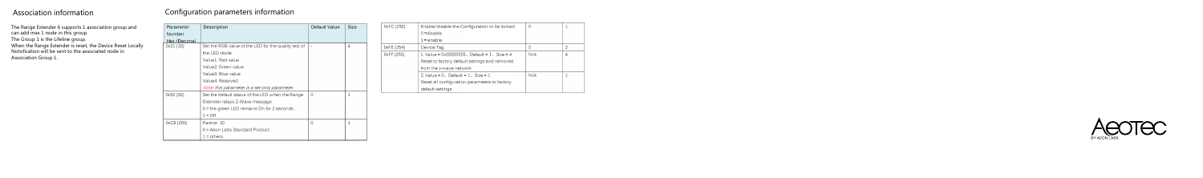## Association information

The Range Extender 6 supports 1 association group and can add max 1 node in this group.
The Group 1 is the Lifeline group.
When the Range Extender is reset, the Device Reset Locally Notification will be sent to the associated node in Association Group 1.

## Configuration parameters information

| Parameter Number Hex /Decimal | Description | Default Value | Size |
|---|---|---|---|
| 0x21 (33) | Set the RGB value of the LED for the quality test of the LED diode.<br>Value1: Red value<br>Value2: Green value<br>Value3: Blue value<br>Value4: Reserved<br>*Note: this parameter is a set-only parameter.* | - | 4 |
| 0x52 (82) | Set the default status of the LED when the Range Extender relays Z-Wave message.<br>0 = the green LED remains On for 2 seconds.<br>1 = Off. | 0 | 1 |
| 0xC8 (200) | Partner ID<br>0 = Aeon Labs Standard Product.<br>1 = others. | 0 | 1 |
| 0xFC (252) | Enable/disable the Configuration to be locked.<br>0 = disable.<br>1 = enable. | 0 | 1 |
| 0xFE (254) | Device Tag | 0 | 2 |
| 0xFF (255) | 1. Value = 0x55555555，Default = 1，Size = 4<br>Reset to factory default settings and removed from the z-wave network. | N/A | 4 |
| | 2. Value = 0，Default = 1，Size = 1<br>Reset all configuration parameters to factory default settings | N/A | 1 |

AEOTEC
BY AEON LABS